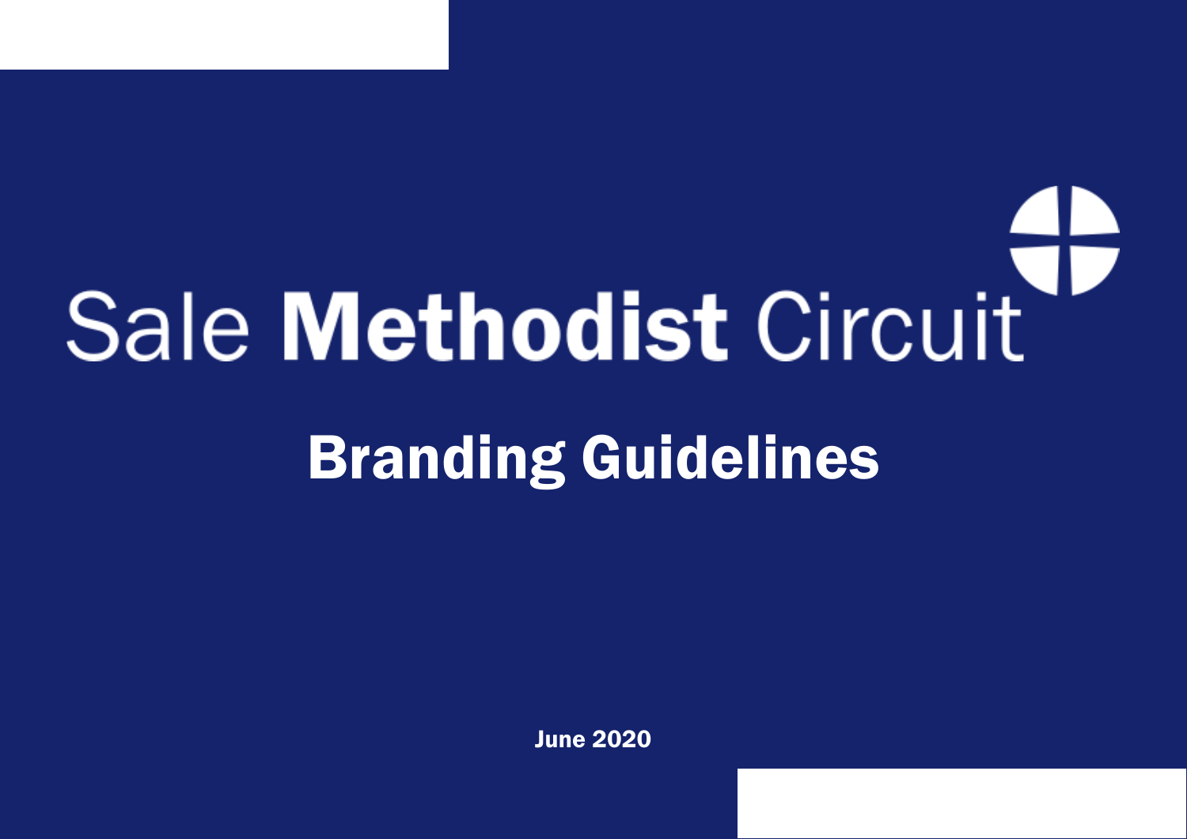# Sale Methodist Circuit

## Branding Guidelines

June 2020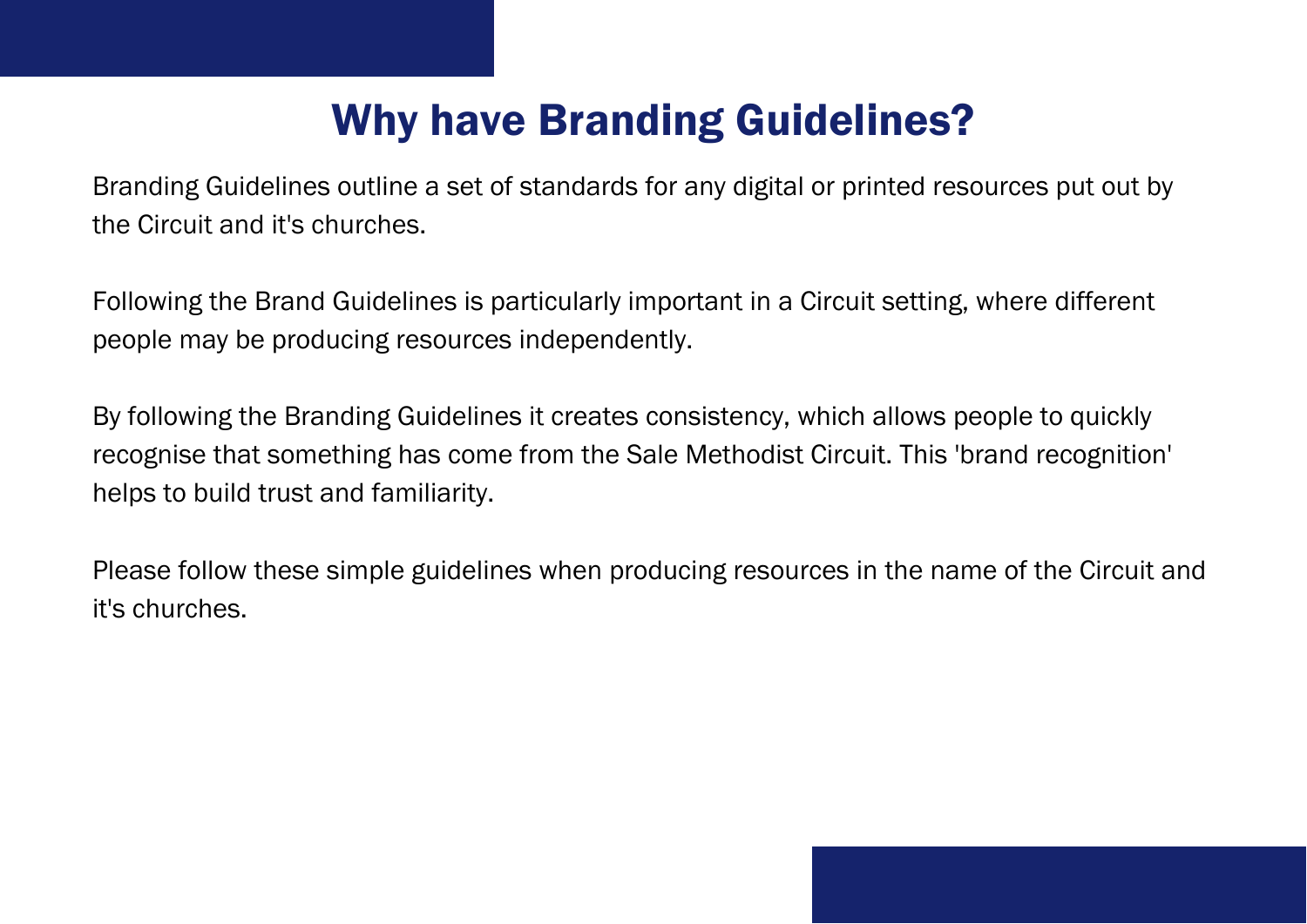# Why have Branding Guidelines?

Branding Guidelines outline a set of standards for any digital or printed resources put out by the Circuit and it's churches.

Following the Brand Guidelines is particularly important in a Circuit setting, where different people may be producing resources independently.

By following the Branding Guidelines it creates consistency, which allows people to quickly recognise that something has come from the Sale Methodist Circuit. This 'brand recognition' helps to build trust and familiarity.

Please follow these simple guidelines when producing resources in the name of the Circuit and it's churches.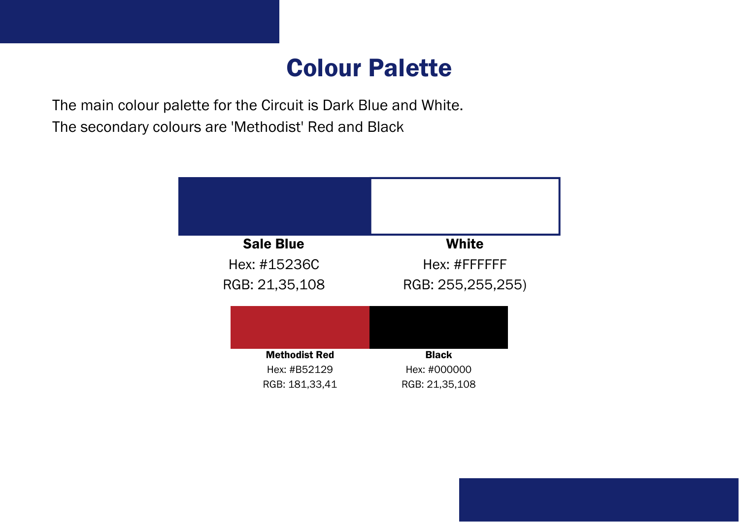# Colour Palette

The main colour palette for the Circuit is Dark Blue and White.
The secondary colours are 'Methodist' Red and Black

**Sale Blue**
Hex: #15236C
RGB: 21,35,108

**White**
Hex: #FFFFFF
RGB: 255,255,255)

**Methodist Red**
Hex: #B52129
RGB: 181,33,41

**Black**
Hex: #000000
RGB: 21,35,108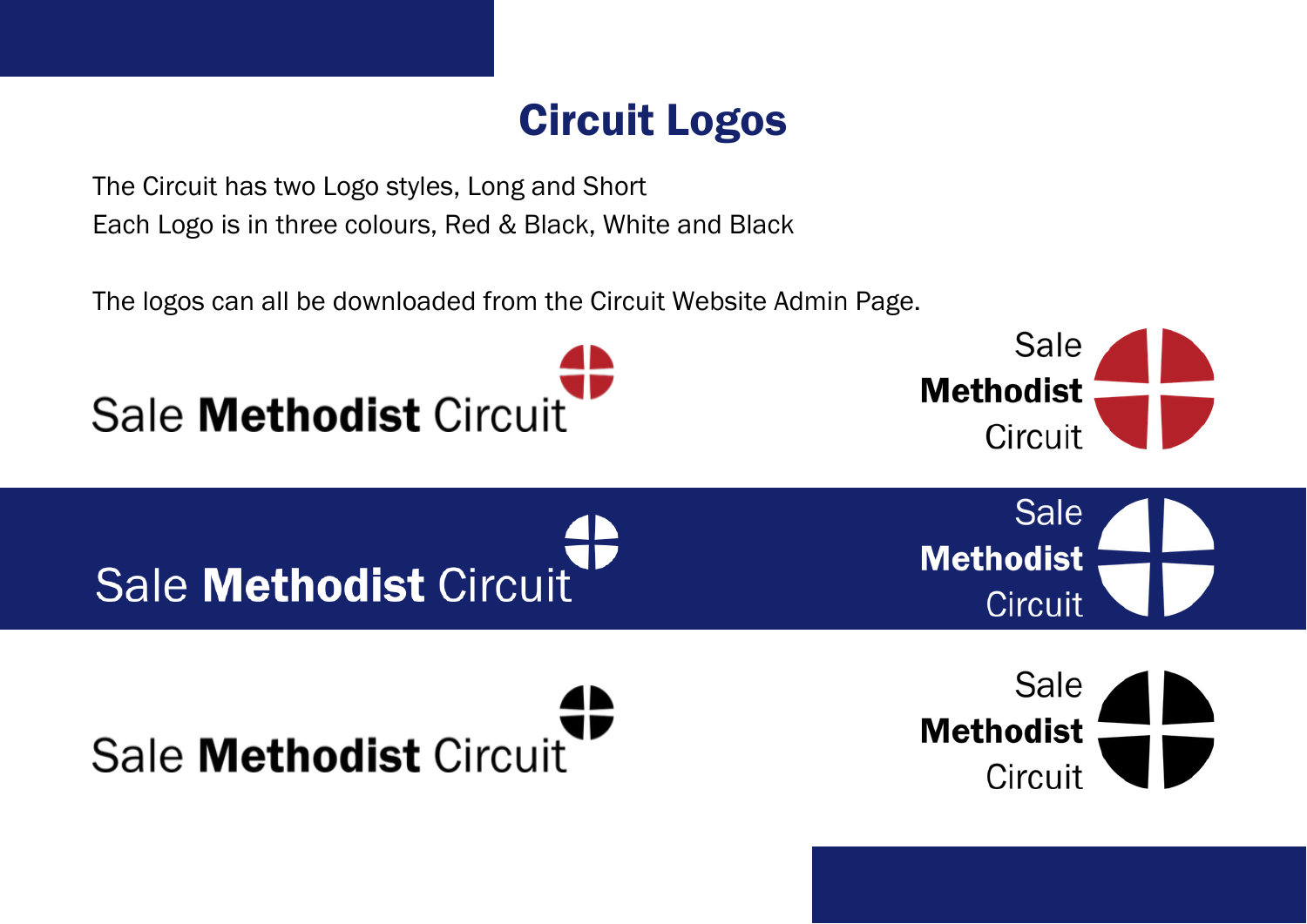## Circuit Logos

The Circuit has two Logo styles, Long and Short
Each Logo is in three colours, Red & Black, White and Black

The logos can all be downloaded from the Circuit Website Admin Page.

Sale **Methodist** Circuit

Sale
**Methodist**
Circuit

Sale **Methodist** Circuit

Sale
**Methodist**
Circuit

Sale **Methodist** Circuit

Sale
**Methodist**
Circuit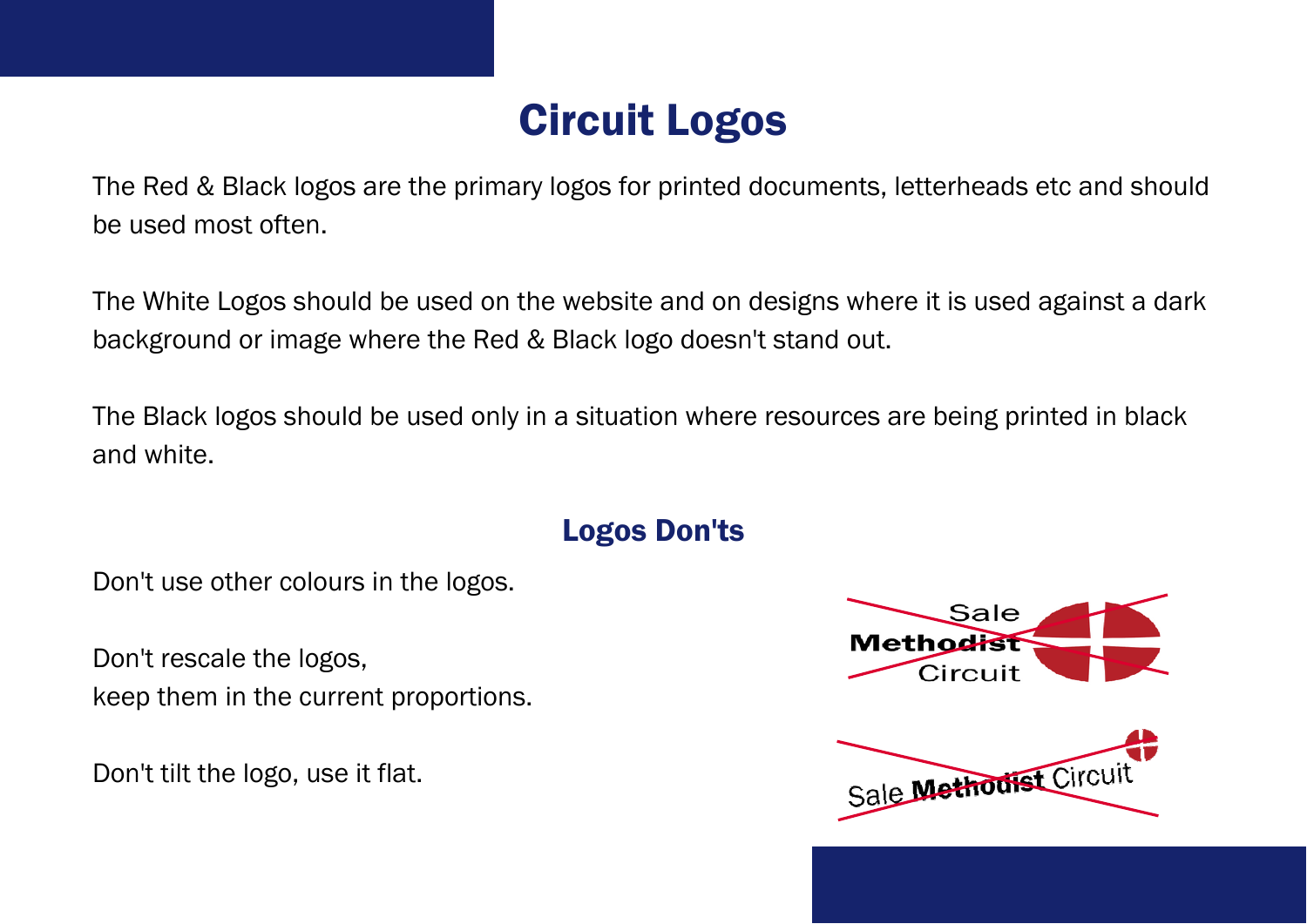# Circuit Logos

The Red & Black logos are the primary logos for printed documents, letterheads etc and should be used most often.

The White Logos should be used on the website and on designs where it is used against a dark background or image where the Red & Black logo doesn't stand out.

The Black logos should be used only in a situation where resources are being printed in black and white.

## Logos Don'ts

Don't use other colours in the logos.

Don't rescale the logos,
keep them in the current proportions.

Don't tilt the logo, use it flat.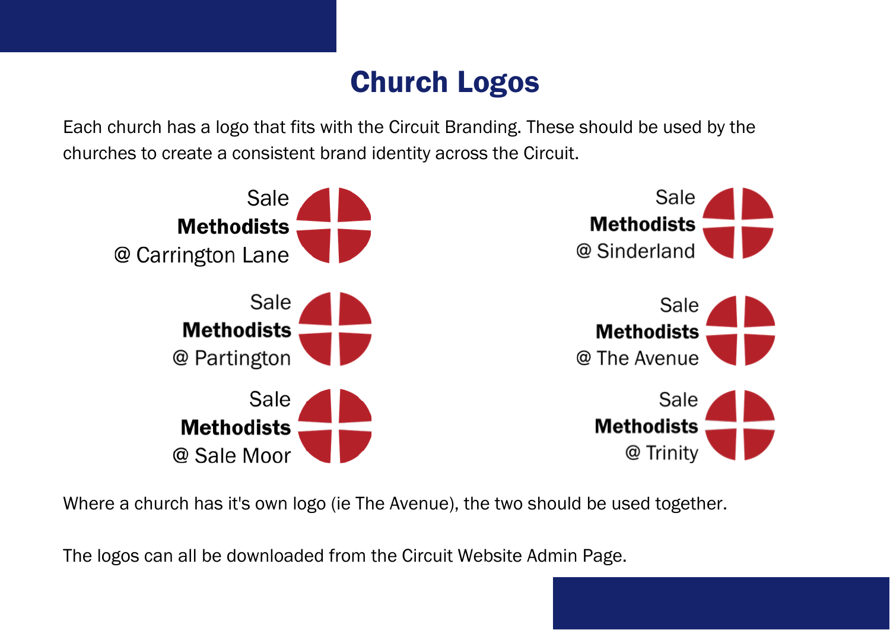# Church Logos

Each church has a logo that fits with the Circuit Branding. These should be used by the churches to create a consistent brand identity across the Circuit.

Sale
**Methodists**
@ Carrington Lane

Sale
**Methodists**
@ Partington

Sale
**Methodists**
@ Sale Moor

Sale
**Methodists**
@ Sinderland

Sale
**Methodists**
@ The Avenue

Sale
**Methodists**
@ Trinity

Where a church has it's own logo (ie The Avenue), the two should be used together.

The logos can all be downloaded from the Circuit Website Admin Page.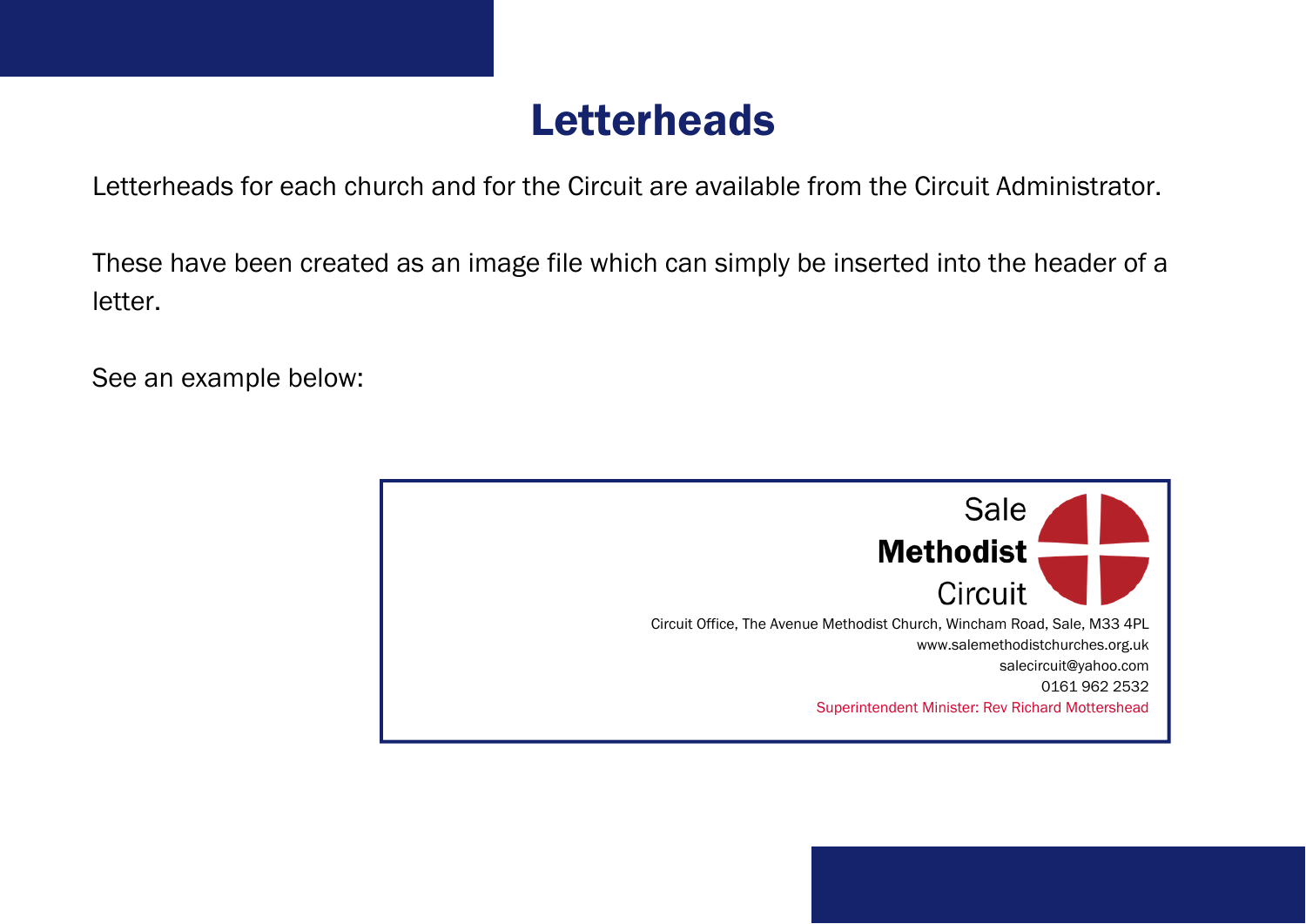# Letterheads

Letterheads for each church and for the Circuit are available from the Circuit Administrator.

These have been created as an image file which can simply be inserted into the header of a letter.

See an example below:

Sale
**Methodist**
Circuit

Circuit Office, The Avenue Methodist Church, Wincham Road, Sale, M33 4PL
www.salemethodistchurches.org.uk
salecircuit@yahoo.com
0161 962 2532
Superintendent Minister: Rev Richard Mottershead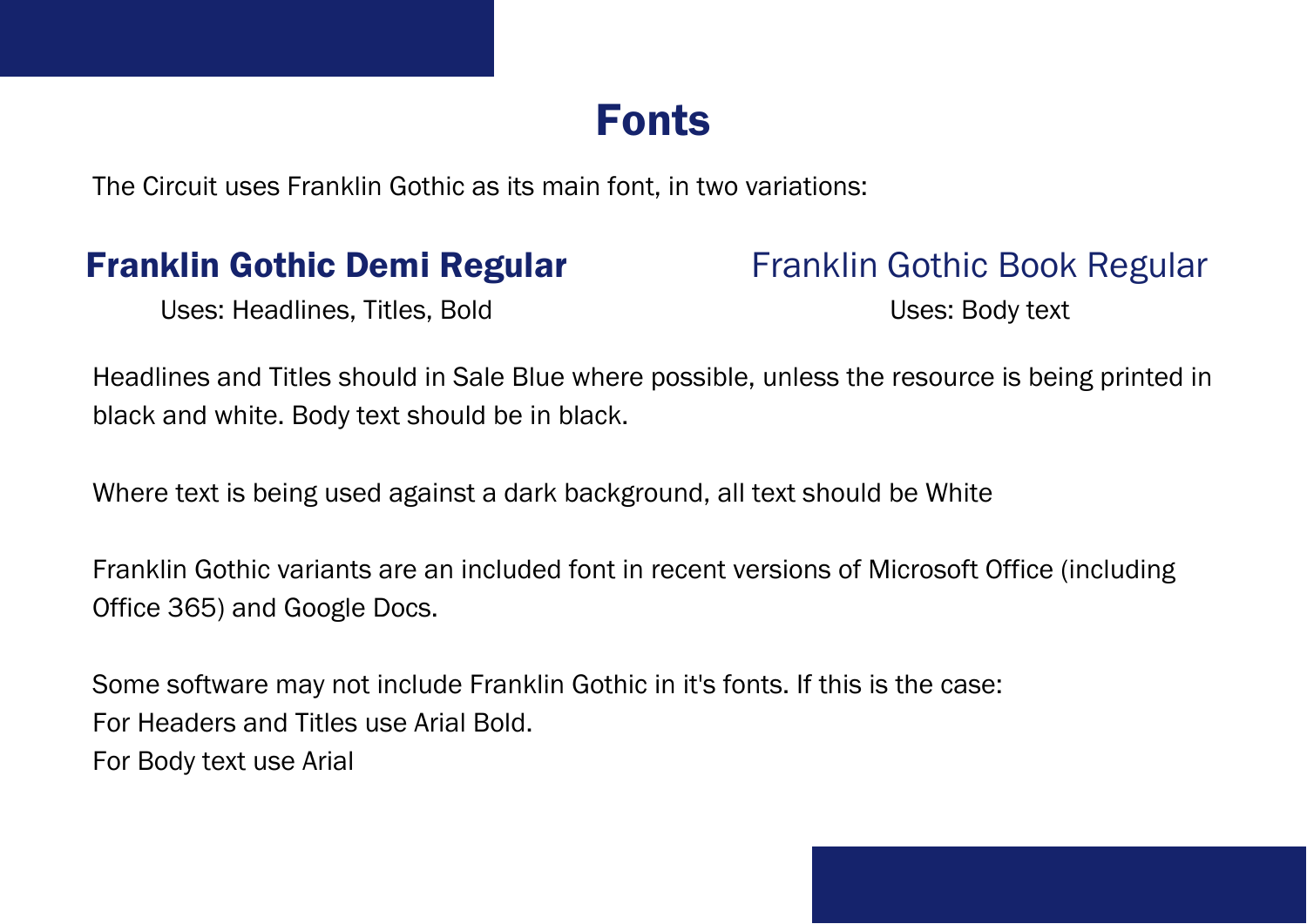# Fonts

The Circuit uses Franklin Gothic as its main font, in two variations:

**Franklin Gothic Demi Regular**

Uses: Headlines, Titles, Bold

Franklin Gothic Book Regular

Uses: Body text

Headlines and Titles should in Sale Blue where possible, unless the resource is being printed in black and white. Body text should be in black.

Where text is being used against a dark background, all text should be White

Franklin Gothic variants are an included font in recent versions of Microsoft Office (including Office 365) and Google Docs.

Some software may not include Franklin Gothic in it's fonts. If this is the case:
For Headers and Titles use Arial Bold.
For Body text use Arial